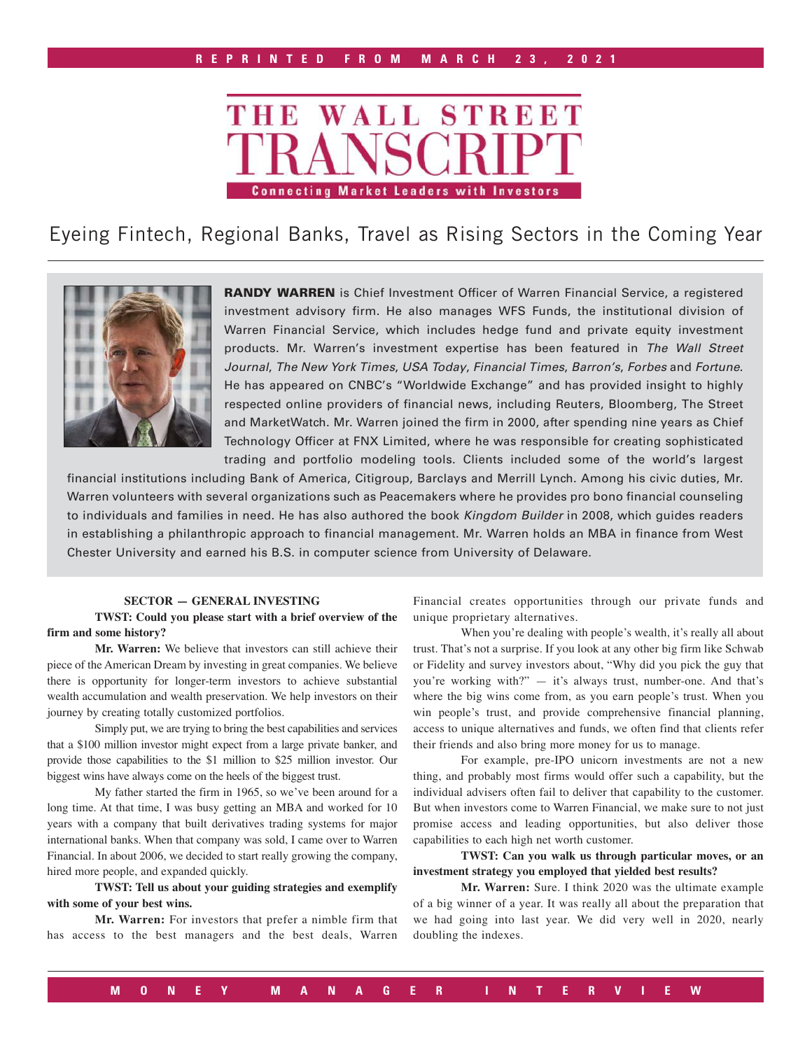REPRINTED FROM MARCH 23, 2021

# THE WALL STREET TRANSCRIPT

Connecting Market Leaders with Investors

## Eyeing Fintech, Regional Banks, Travel as Rising Sectors in the Coming Year

**RANDY WARREN** is Chief Investment Officer of Warren Financial Service, a registered investment advisory firm. He also manages WFS Funds, the institutional division of Warren Financial Service, which includes hedge fund and private equity investment products. Mr. Warren's investment expertise has been featured in *The Wall Street Journal*, *The New York Times*, *USA Today*, *Financial Times*, *Barron's*, *Forbes* and *Fortune*. He has appeared on CNBC's "Worldwide Exchange" and has provided insight to highly respected online providers of financial news, including Reuters, Bloomberg, The Street and MarketWatch. Mr. Warren joined the firm in 2000, after spending nine years as Chief Technology Officer at FNX Limited, where he was responsible for creating sophisticated trading and portfolio modeling tools. Clients included some of the world's largest financial institutions including Bank of America, Citigroup, Barclays and Merrill Lynch. Among his civic duties, Mr. Warren volunteers with several organizations such as Peacemakers where he provides pro bono financial counseling to individuals and families in need. He has also authored the book *Kingdom Builder* in 2008, which guides readers in establishing a philanthropic approach to financial management. Mr. Warren holds an MBA in finance from West Chester University and earned his B.S. in computer science from University of Delaware.

**SECTOR — GENERAL INVESTING**

**TWST: Could you please start with a brief overview of the firm and some history?**

**Mr. Warren:** We believe that investors can still achieve their piece of the American Dream by investing in great companies. We believe there is opportunity for longer-term investors to achieve substantial wealth accumulation and wealth preservation. We help investors on their journey by creating totally customized portfolios.

Simply put, we are trying to bring the best capabilities and services that a $100 million investor might expect from a large private banker, and provide those capabilities to the $1 million to $25 million investor. Our biggest wins have always come on the heels of the biggest trust.

My father started the firm in 1965, so we've been around for a long time. At that time, I was busy getting an MBA and worked for 10 years with a company that built derivatives trading systems for major international banks. When that company was sold, I came over to Warren Financial. In about 2006, we decided to start really growing the company, hired more people, and expanded quickly.

**TWST: Tell us about your guiding strategies and exemplify with some of your best wins.**

**Mr. Warren:** For investors that prefer a nimble firm that has access to the best managers and the best deals, Warren Financial creates opportunities through our private funds and unique proprietary alternatives.

When you're dealing with people's wealth, it's really all about trust. That's not a surprise. If you look at any other big firm like Schwab or Fidelity and survey investors about, "Why did you pick the guy that you're working with?" — it's always trust, number-one. And that's where the big wins come from, as you earn people's trust. When you win people's trust, and provide comprehensive financial planning, access to unique alternatives and funds, we often find that clients refer their friends and also bring more money for us to manage.

For example, pre-IPO unicorn investments are not a new thing, and probably most firms would offer such a capability, but the individual advisers often fail to deliver that capability to the customer. But when investors come to Warren Financial, we make sure to not just promise access and leading opportunities, but also deliver those capabilities to each high net worth customer.

**TWST: Can you walk us through particular moves, or an investment strategy you employed that yielded best results?**

**Mr. Warren:** Sure. I think 2020 was the ultimate example of a big winner of a year. It was really all about the preparation that we had going into last year. We did very well in 2020, nearly doubling the indexes.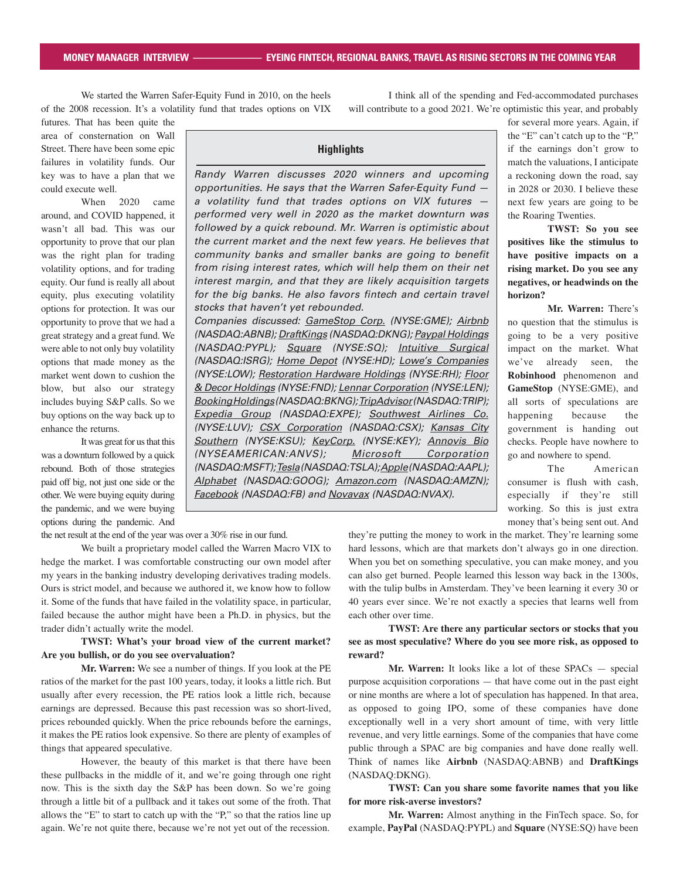We started the Warren Safer-Equity Fund in 2010, on the heels of the 2008 recession. It's a volatility fund that trades options on VIX futures. That has been quite the area of consternation on Wall Street. There have been some epic failures in volatility funds. Our key was to have a plan that we could execute well.

When 2020 came around, and COVID happened, it wasn't all bad. This was our opportunity to prove that our plan was the right plan for trading volatility options, and for trading equity. Our fund is really all about equity, plus executing volatility options for protection. It was our opportunity to prove that we had a great strategy and a great fund. We were able to not only buy volatility options that made money as the market went down to cushion the blow, but also our strategy includes buying S&P calls. So we buy options on the way back up to enhance the returns.

It was great for us that this was a downturn followed by a quick rebound. Both of those strategies paid off big, not just one side or the other. We were buying equity during the pandemic, and we were buying options during the pandemic. And the net result at the end of the year was over a 30% rise in our fund.

> **Highlights**
>
> *Randy Warren discusses 2020 winners and upcoming opportunities. He says that the Warren Safer-Equity Fund — a volatility fund that trades options on VIX futures — performed very well in 2020 as the market downturn was followed by a quick rebound. Mr. Warren is optimistic about the current market and the next few years. He believes that community banks and smaller banks are going to benefit from rising interest rates, which will help them on their net interest margin, and that they are likely acquisition targets for the big banks. He also favors fintech and certain travel stocks that haven't yet rebounded.*
>
> *Companies discussed: GameStop Corp. (NYSE:GME); Airbnb (NASDAQ:ABNB); DraftKings (NASDAQ:DKNG); Paypal Holdings (NASDAQ:PYPL); Square (NYSE:SQ); Intuitive Surgical (NASDAQ:ISRG); Home Depot (NYSE:HD); Lowe's Companies (NYSE:LOW); Restoration Hardware Holdings (NYSE:RH); Floor & Decor Holdings (NYSE:FND); Lennar Corporation (NYSE:LEN); Booking Holdings (NASDAQ:BKNG); TripAdvisor (NASDAQ:TRIP); Expedia Group (NASDAQ:EXPE); Southwest Airlines Co. (NYSE:LUV); CSX Corporation (NASDAQ:CSX); Kansas City Southern (NYSE:KSU); KeyCorp. (NYSE:KEY); Annovis Bio (NYSEAMERICAN:ANVS); Microsoft Corporation (NASDAQ:MSFT); Tesla (NASDAQ:TSLA); Apple (NASDAQ:AAPL); Alphabet (NASDAQ:GOOG); Amazon.com (NASDAQ:AMZN); Facebook (NASDAQ:FB) and Novavax (NASDAQ:NVAX).*

We built a proprietary model called the Warren Macro VIX to hedge the market. I was comfortable constructing our own model after my years in the banking industry developing derivatives trading models. Ours is strict model, and because we authored it, we know how to follow it. Some of the funds that have failed in the volatility space, in particular, failed because the author might have been a Ph.D. in physics, but the trader didn't actually write the model.

**TWST: What's your broad view of the current market? Are you bullish, or do you see overvaluation?**

**Mr. Warren:** We see a number of things. If you look at the PE ratios of the market for the past 100 years, today, it looks a little rich. But usually after every recession, the PE ratios look a little rich, because earnings are depressed. Because this past recession was so short-lived, prices rebounded quickly. When the price rebounds before the earnings, it makes the PE ratios look expensive. So there are plenty of examples of things that appeared speculative.

However, the beauty of this market is that there have been these pullbacks in the middle of it, and we're going through one right now. This is the sixth day the S&P has been down. So we're going through a little bit of a pullback and it takes out some of the froth. That allows the "E" to start to catch up with the "P," so that the ratios line up again. We're not quite there, because we're not yet out of the recession.

I think all of the spending and Fed-accommodated purchases will contribute to a good 2021. We're optimistic this year, and probably for several more years. Again, if the "E" can't catch up to the "P," if the earnings don't grow to match the valuations, I anticipate a reckoning down the road, say in 2028 or 2030. I believe these next few years are going to be the Roaring Twenties.

**TWST: So you see positives like the stimulus to have positive impacts on a rising market. Do you see any negatives, or headwinds on the horizon?**

**Mr. Warren:** There's no question that the stimulus is going to be a very positive impact on the market. What we've already seen, the **Robinhood** phenomenon and **GameStop** (NYSE:GME), and all sorts of speculations are happening because the government is handing out checks. People have nowhere to go and nowhere to spend.

The American consumer is flush with cash, especially if they're still working. So this is just extra money that's being sent out. And they're putting the money to work in the market. They're learning some hard lessons, which are that markets don't always go in one direction. When you bet on something speculative, you can make money, and you can also get burned. People learned this lesson way back in the 1300s, with the tulip bulbs in Amsterdam. They've been learning it every 30 or 40 years ever since. We're not exactly a species that learns well from each other over time.

**TWST: Are there any particular sectors or stocks that you see as most speculative? Where do you see more risk, as opposed to reward?**

**Mr. Warren:** It looks like a lot of these SPACs — special purpose acquisition corporations — that have come out in the past eight or nine months are where a lot of speculation has happened. In that area, as opposed to going IPO, some of these companies have done exceptionally well in a very short amount of time, with very little revenue, and very little earnings. Some of the companies that have come public through a SPAC are big companies and have done really well. Think of names like **Airbnb** (NASDAQ:ABNB) and **DraftKings** (NASDAQ:DKNG).

**TWST: Can you share some favorite names that you like for more risk-averse investors?**

**Mr. Warren:** Almost anything in the FinTech space. So, for example, **PayPal** (NASDAQ:PYPL) and **Square** (NYSE:SQ) have been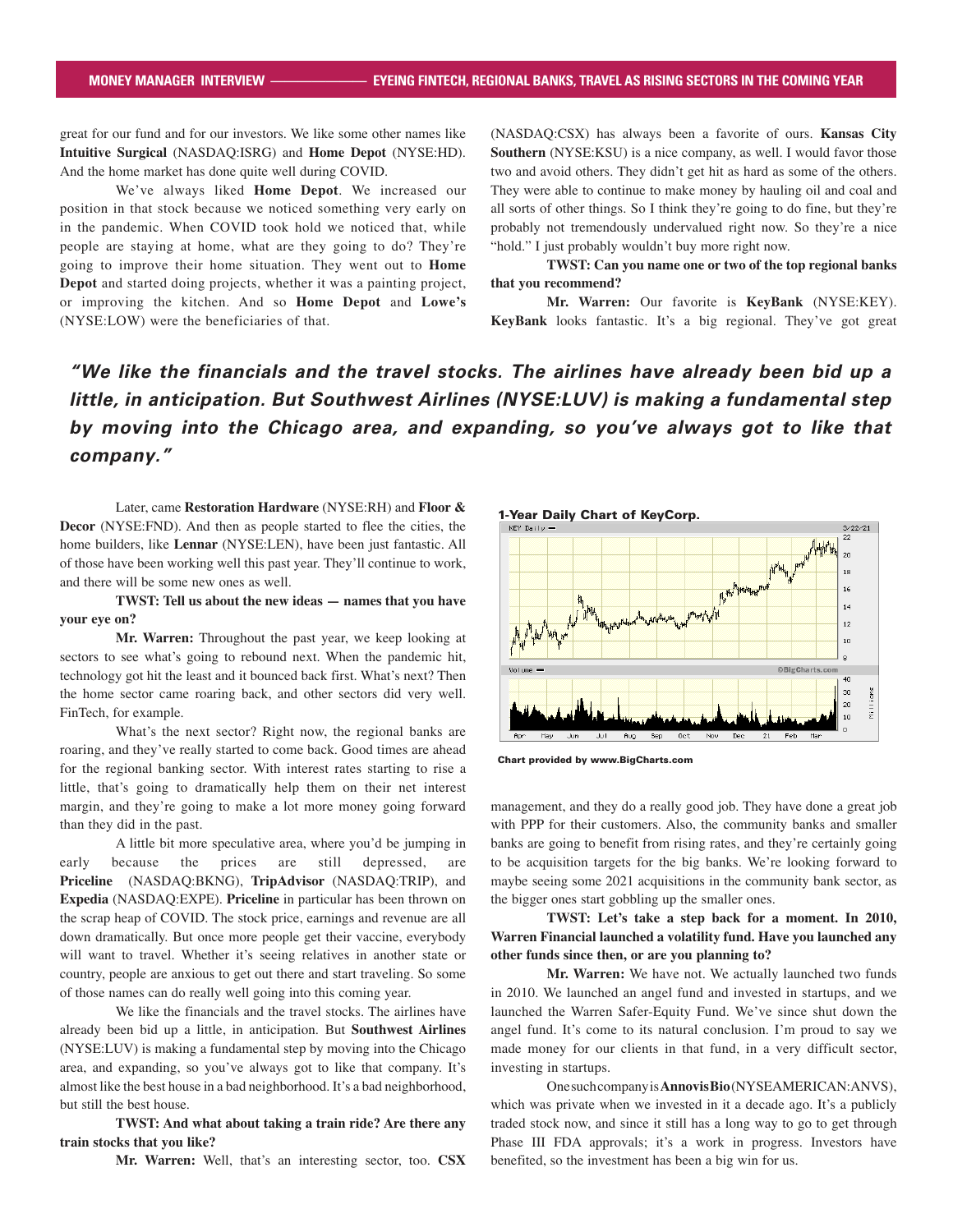great for our fund and for our investors. We like some other names like **Intuitive Surgical** (NASDAQ:ISRG) and **Home Depot** (NYSE:HD). And the home market has done quite well during COVID.

We've always liked **Home Depot**. We increased our position in that stock because we noticed something very early on in the pandemic. When COVID took hold we noticed that, while people are staying at home, what are they going to do? They're going to improve their home situation. They went out to **Home Depot** and started doing projects, whether it was a painting project, or improving the kitchen. And so **Home Depot** and **Lowe's** (NYSE:LOW) were the beneficiaries of that.

Later, came **Restoration Hardware** (NYSE:RH) and **Floor & Decor** (NYSE:FND). And then as people started to flee the cities, the home builders, like **Lennar** (NYSE:LEN), have been just fantastic. All of those have been working well this past year. They'll continue to work, and there will be some new ones as well.

**TWST: Tell us about the new ideas — names that you have your eye on?**

**Mr. Warren:** Throughout the past year, we keep looking at sectors to see what's going to rebound next. When the pandemic hit, technology got hit the least and it bounced back first. What's next? Then the home sector came roaring back, and other sectors did very well. FinTech, for example.

What's the next sector? Right now, the regional banks are roaring, and they've really started to come back. Good times are ahead for the regional banking sector. With interest rates starting to rise a little, that's going to dramatically help them on their net interest margin, and they're going to make a lot more money going forward than they did in the past.

A little bit more speculative area, where you'd be jumping in early because the prices are still depressed, are **Priceline** (NASDAQ:BKNG), **TripAdvisor** (NASDAQ:TRIP), and **Expedia** (NASDAQ:EXPE). **Priceline** in particular has been thrown on the scrap heap of COVID. The stock price, earnings and revenue are all down dramatically. But once more people get their vaccine, everybody will want to travel. Whether it's seeing relatives in another state or country, people are anxious to get out there and start traveling. So some of those names can do really well going into this coming year.

We like the financials and the travel stocks. The airlines have already been bid up a little, in anticipation. But **Southwest Airlines** (NYSE:LUV) is making a fundamental step by moving into the Chicago area, and expanding, so you've always got to like that company. It's almost like the best house in a bad neighborhood. It's a bad neighborhood, but still the best house.

> ***"We like the financials and the travel stocks. The airlines have already been bid up a little, in anticipation. But Southwest Airlines (NYSE:LUV) is making a fundamental step by moving into the Chicago area, and expanding, so you've always got to like that company."***

**TWST: And what about taking a train ride? Are there any train stocks that you like?**

**Mr. Warren:** Well, that's an interesting sector, too. **CSX** (NASDAQ:CSX) has always been a favorite of ours. **Kansas City Southern** (NYSE:KSU) is a nice company, as well. I would favor those two and avoid others. They didn't get hit as hard as some of the others. They were able to continue to make money by hauling oil and coal and all sorts of other things. So I think they're going to do fine, but they're probably not tremendously undervalued right now. So they're a nice "hold." I just probably wouldn't buy more right now.

**TWST: Can you name one or two of the top regional banks that you recommend?**

**Mr. Warren:** Our favorite is **KeyBank** (NYSE:KEY). **KeyBank** looks fantastic. It's a big regional. They've got great management, and they do a really good job. They have done a great job with PPP for their customers. Also, the community banks and smaller banks are going to benefit from rising rates, and they're certainly going to be acquisition targets for the big banks. We're looking forward to maybe seeing some 2021 acquisitions in the community bank sector, as the bigger ones start gobbling up the smaller ones.

**1-Year Daily Chart of KeyCorp.**

Chart provided by www.BigCharts.com

**TWST: Let's take a step back for a moment. In 2010, Warren Financial launched a volatility fund. Have you launched any other funds since then, or are you planning to?**

**Mr. Warren:** We have not. We actually launched two funds in 2010. We launched an angel fund and invested in startups, and we launched the Warren Safer-Equity Fund. We've since shut down the angel fund. It's come to its natural conclusion. I'm proud to say we made money for our clients in that fund, in a very difficult sector, investing in startups.

One such company is **Annovis Bio** (NYSEAMERICAN:ANVS), which was private when we invested in it a decade ago. It's a publicly traded stock now, and since it still has a long way to go to get through Phase III FDA approvals; it's a work in progress. Investors have benefited, so the investment has been a big win for us.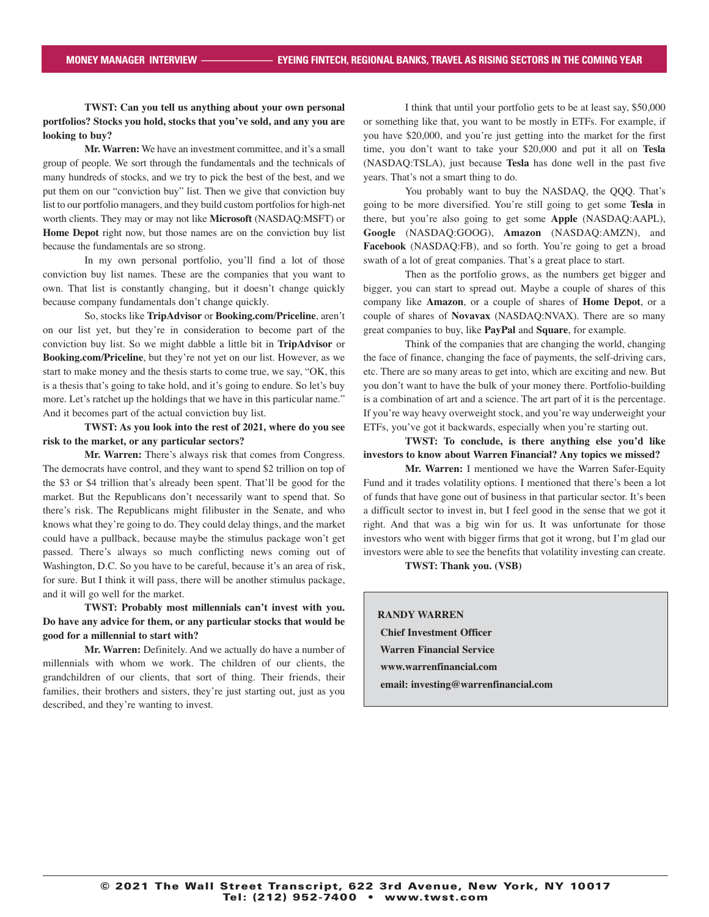**TWST: Can you tell us anything about your own personal portfolios? Stocks you hold, stocks that you've sold, and any you are looking to buy?**

**Mr. Warren:** We have an investment committee, and it's a small group of people. We sort through the fundamentals and the technicals of many hundreds of stocks, and we try to pick the best of the best, and we put them on our "conviction buy" list. Then we give that conviction buy list to our portfolio managers, and they build custom portfolios for high-net worth clients. They may or may not like **Microsoft** (NASDAQ:MSFT) or **Home Depot** right now, but those names are on the conviction buy list because the fundamentals are so strong.

In my own personal portfolio, you'll find a lot of those conviction buy list names. These are the companies that you want to own. That list is constantly changing, but it doesn't change quickly because company fundamentals don't change quickly.

So, stocks like **TripAdvisor** or **Booking.com/Priceline**, aren't on our list yet, but they're in consideration to become part of the conviction buy list. So we might dabble a little bit in **TripAdvisor** or **Booking.com/Priceline**, but they're not yet on our list. However, as we start to make money and the thesis starts to come true, we say, "OK, this is a thesis that's going to take hold, and it's going to endure. So let's buy more. Let's ratchet up the holdings that we have in this particular name." And it becomes part of the actual conviction buy list.

**TWST: As you look into the rest of 2021, where do you see risk to the market, or any particular sectors?**

**Mr. Warren:** There's always risk that comes from Congress. The democrats have control, and they want to spend $2 trillion on top of the $3 or $4 trillion that's already been spent. That'll be good for the market. But the Republicans don't necessarily want to spend that. So there's risk. The Republicans might filibuster in the Senate, and who knows what they're going to do. They could delay things, and the market could have a pullback, because maybe the stimulus package won't get passed. There's always so much conflicting news coming out of Washington, D.C. So you have to be careful, because it's an area of risk, for sure. But I think it will pass, there will be another stimulus package, and it will go well for the market.

**TWST: Probably most millennials can't invest with you. Do have any advice for them, or any particular stocks that would be good for a millennial to start with?**

**Mr. Warren:** Definitely. And we actually do have a number of millennials with whom we work. The children of our clients, the grandchildren of our clients, that sort of thing. Their friends, their families, their brothers and sisters, they're just starting out, just as you described, and they're wanting to invest.

I think that until your portfolio gets to be at least say, $50,000 or something like that, you want to be mostly in ETFs. For example, if you have $20,000, and you're just getting into the market for the first time, you don't want to take your $20,000 and put it all on **Tesla** (NASDAQ:TSLA), just because **Tesla** has done well in the past five years. That's not a smart thing to do.

You probably want to buy the NASDAQ, the QQQ. That's going to be more diversified. You're still going to get some **Tesla** in there, but you're also going to get some **Apple** (NASDAQ:AAPL), **Google** (NASDAQ:GOOG), **Amazon** (NASDAQ:AMZN), and **Facebook** (NASDAQ:FB), and so forth. You're going to get a broad swath of a lot of great companies. That's a great place to start.

Then as the portfolio grows, as the numbers get bigger and bigger, you can start to spread out. Maybe a couple of shares of this company like **Amazon**, or a couple of shares of **Home Depot**, or a couple of shares of **Novavax** (NASDAQ:NVAX). There are so many great companies to buy, like **PayPal** and **Square**, for example.

Think of the companies that are changing the world, changing the face of finance, changing the face of payments, the self-driving cars, etc. There are so many areas to get into, which are exciting and new. But you don't want to have the bulk of your money there. Portfolio-building is a combination of art and a science. The art part of it is the percentage. If you're way heavy overweight stock, and you're way underweight your ETFs, you've got it backwards, especially when you're starting out.

**TWST: To conclude, is there anything else you'd like investors to know about Warren Financial? Any topics we missed?**

**Mr. Warren:** I mentioned we have the Warren Safer-Equity Fund and it trades volatility options. I mentioned that there's been a lot of funds that have gone out of business in that particular sector. It's been a difficult sector to invest in, but I feel good in the sense that we got it right. And that was a big win for us. It was unfortunate for those investors who went with bigger firms that got it wrong, but I'm glad our investors were able to see the benefits that volatility investing can create.

**TWST: Thank you. (VSB)**

**RANDY WARREN**
**Chief Investment Officer**
**Warren Financial Service**
**www.warrenfinancial.com**
**email: investing@warrenfinancial.com**